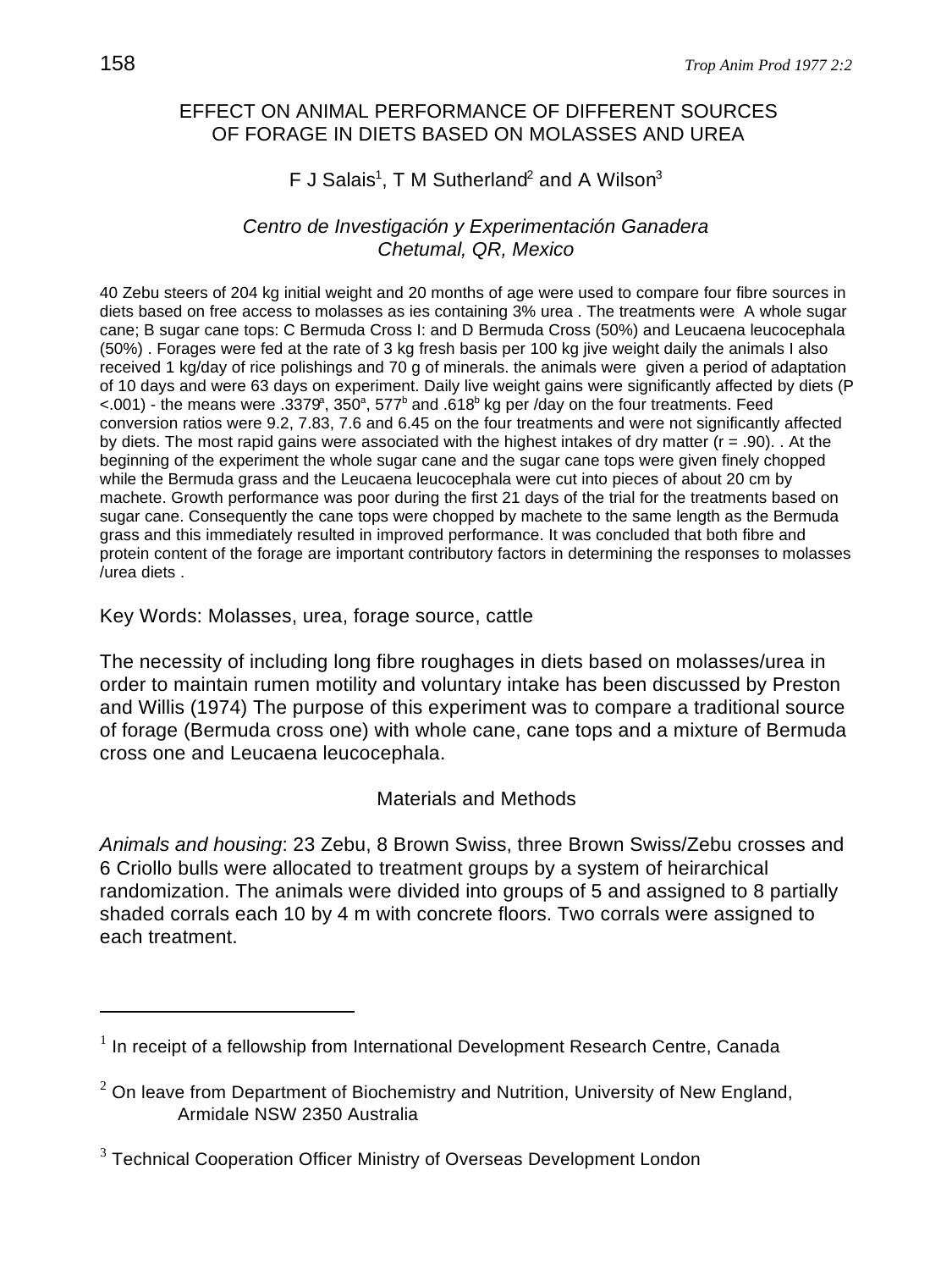# EFFECT ON ANIMAL PERFORMANCE OF DIFFERENT SOURCES OF FORAGE IN DIETS BASED ON MOLASSES AND UREA

F J Salais[1], T M Sutherland[2] and A Wilson[3]

*Centro de Investigación y Experimentación Ganadera*
*Chetumal, QR, Mexico*

40 Zebu steers of 204 kg initial weight and 20 months of age were used to compare four fibre sources in diets based on free access to molasses as ies containing 3% urea . The treatments were A whole sugar cane; B sugar cane tops: C Bermuda Cross I: and D Bermuda Cross (50%) and Leucaena leucocephala (50%) . Forages were fed at the rate of 3 kg fresh basis per 100 kg jive weight daily the animals I also received 1 kg/day of rice polishings and 70 g of minerals. the animals were given a period of adaptation of 10 days and were 63 days on experiment. Daily live weight gains were significantly affected by diets ($P < .001$) - the means were .3379[a], 350[a], 577[b] and .618[b] kg per /day on the four treatments. Feed conversion ratios were 9.2, 7.83, 7.6 and 6.45 on the four treatments and were not significantly affected by diets. The most rapid gains were associated with the highest intakes of dry matter ($r = .90$). . At the beginning of the experiment the whole sugar cane and the sugar cane tops were given finely chopped while the Bermuda grass and the Leucaena leucocephala were cut into pieces of about 20 cm by machete. Growth performance was poor during the first 21 days of the trial for the treatments based on sugar cane. Consequently the cane tops were chopped by machete to the same length as the Bermuda grass and this immediately resulted in improved performance. It was concluded that both fibre and protein content of the forage are important contributory factors in determining the responses to molasses /urea diets .

Key Words: Molasses, urea, forage source, cattle

The necessity of including long fibre roughages in diets based on molasses/urea in order to maintain rumen motility and voluntary intake has been discussed by Preston and Willis (1974) The purpose of this experiment was to compare a traditional source of forage (Bermuda cross one) with whole cane, cane tops and a mixture of Bermuda cross one and Leucaena leucocephala.

## Materials and Methods

*Animals and housing*: 23 Zebu, 8 Brown Swiss, three Brown Swiss/Zebu crosses and 6 Criollo bulls were allocated to treatment groups by a system of heirarchical randomization. The animals were divided into groups of 5 and assigned to 8 partially shaded corrals each 10 by 4 m with concrete floors. Two corrals were assigned to each treatment.

---

[1] In receipt of a fellowship from International Development Research Centre, Canada

[2] On leave from Department of Biochemistry and Nutrition, University of New England, Armidale NSW 2350 Australia

[3] Technical Cooperation Officer Ministry of Overseas Development London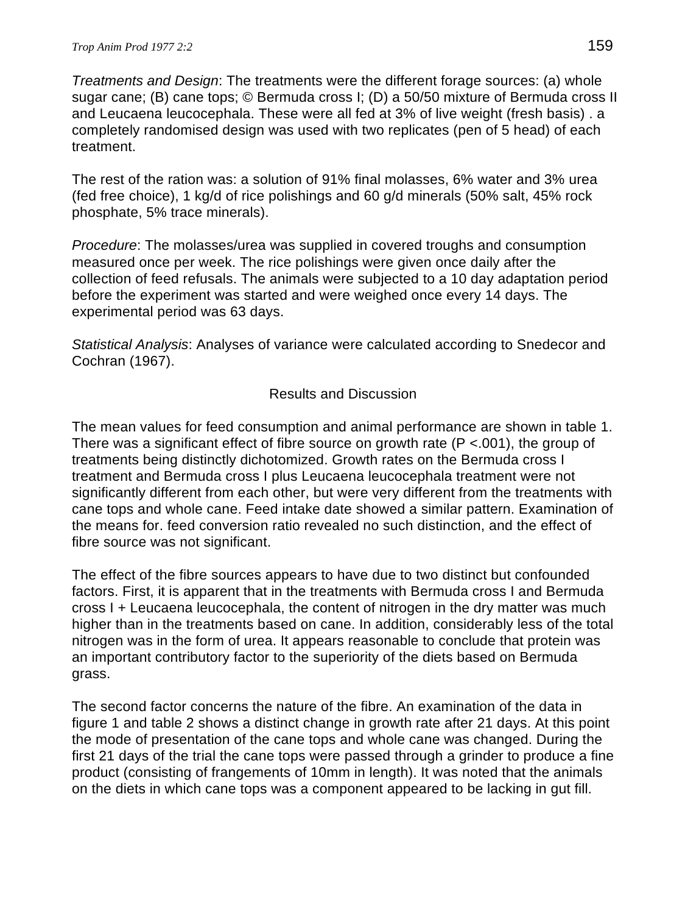*Treatments and Design*: The treatments were the different forage sources: (a) whole sugar cane; (B) cane tops; © Bermuda cross I; (D) a 50/50 mixture of Bermuda cross II and Leucaena leucocephala. These were all fed at 3% of live weight (fresh basis) . a completely randomised design was used with two replicates (pen of 5 head) of each treatment.

The rest of the ration was: a solution of 91% final molasses, 6% water and 3% urea (fed free choice), 1 kg/d of rice polishings and 60 g/d minerals (50% salt, 45% rock phosphate, 5% trace minerals).

*Procedure*: The molasses/urea was supplied in covered troughs and consumption measured once per week. The rice polishings were given once daily after the collection of feed refusals. The animals were subjected to a 10 day adaptation period before the experiment was started and were weighed once every 14 days. The experimental period was 63 days.

*Statistical Analysis*: Analyses of variance were calculated according to Snedecor and Cochran (1967).

## Results and Discussion

The mean values for feed consumption and animal performance are shown in table 1. There was a significant effect of fibre source on growth rate (P <.001), the group of treatments being distinctly dichotomized. Growth rates on the Bermuda cross I treatment and Bermuda cross I plus Leucaena leucocephala treatment were not significantly different from each other, but were very different from the treatments with cane tops and whole cane. Feed intake date showed a similar pattern. Examination of the means for. feed conversion ratio revealed no such distinction, and the effect of fibre source was not significant.

The effect of the fibre sources appears to have due to two distinct but confounded factors. First, it is apparent that in the treatments with Bermuda cross I and Bermuda cross I + Leucaena leucocephala, the content of nitrogen in the dry matter was much higher than in the treatments based on cane. In addition, considerably less of the total nitrogen was in the form of urea. It appears reasonable to conclude that protein was an important contributory factor to the superiority of the diets based on Bermuda grass.

The second factor concerns the nature of the fibre. An examination of the data in figure 1 and table 2 shows a distinct change in growth rate after 21 days. At this point the mode of presentation of the cane tops and whole cane was changed. During the first 21 days of the trial the cane tops were passed through a grinder to produce a fine product (consisting of frangements of 10mm in length). It was noted that the animals on the diets in which cane tops was a component appeared to be lacking in gut fill.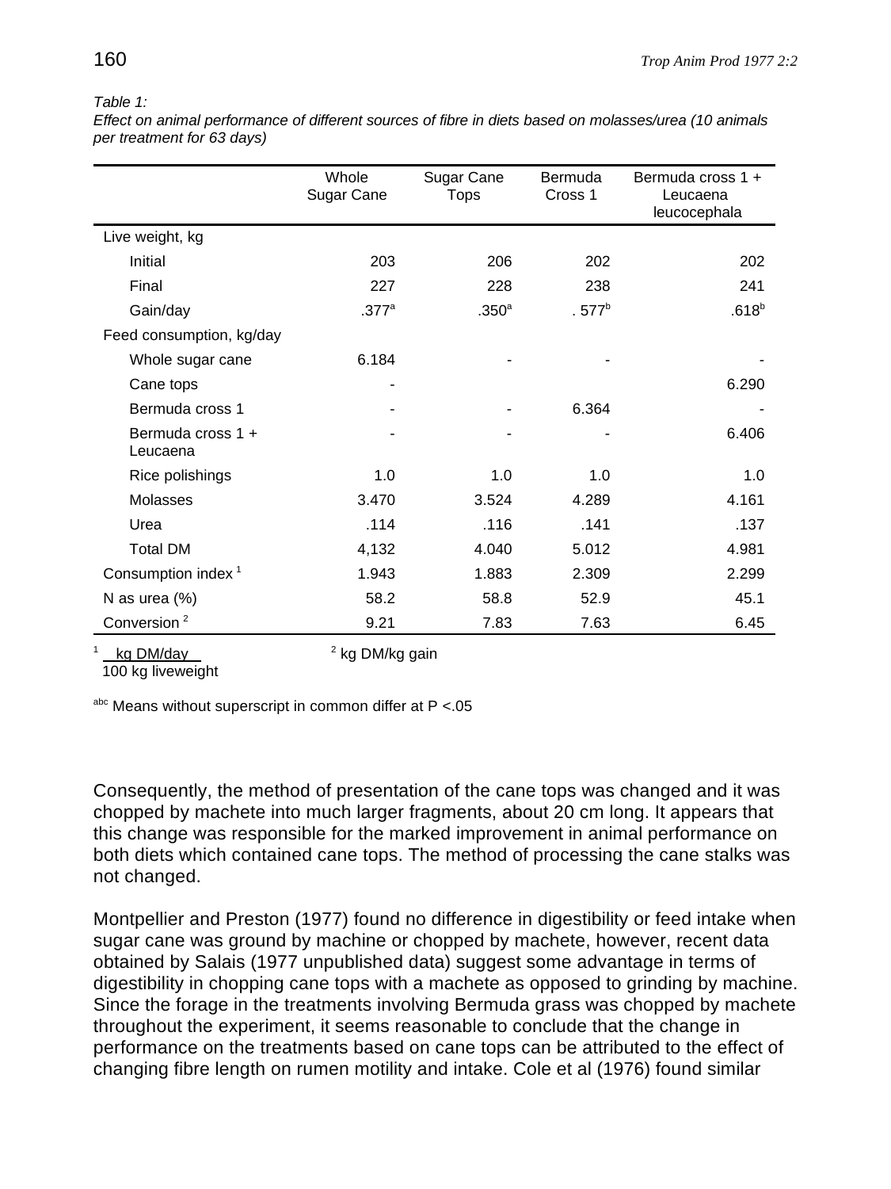*Table 1:*
*Effect on animal performance of different sources of fibre in diets based on molasses/urea (10 animals per treatment for 63 days)*

| | Whole Sugar Cane | Sugar Cane Tops | Bermuda Cross 1 | Bermuda cross 1 + Leucaena leucocephala |
|---|---|---|---|---|
| Live weight, kg | | | | |
| Initial | 203 | 206 | 202 | 202 |
| Final | 227 | 228 | 238 | 241 |
| Gain/day | .377[a] | .350[a] | . 577[b] | .618[b] |
| Feed consumption, kg/day | | | | |
| Whole sugar cane | 6.184 | - | - | - |
| Cane tops | - | | | 6.290 |
| Bermuda cross 1 | - | - | 6.364 | - |
| Bermuda cross 1 + Leucaena | - | - | - | 6.406 |
| Rice polishings | 1.0 | 1.0 | 1.0 | 1.0 |
| Molasses | 3.470 | 3.524 | 4.289 | 4.161 |
| Urea | .114 | .116 | .141 | .137 |
| Total DM | 4,132 | 4.040 | 5.012 | 4.981 |
| Consumption index [1] | 1.943 | 1.883 | 2.309 | 2.299 |
| N as urea (%) | 58.2 | 58.8 | 52.9 | 45.1 |
| Conversion [2] | 9.21 | 7.83 | 7.63 | 6.45 |

[1] kg DM/day / 100 kg liveweight   [2] kg DM/kg gain

[abc] Means without superscript in common differ at P <.05

Consequently, the method of presentation of the cane tops was changed and it was chopped by machete into much larger fragments, about 20 cm long. It appears that this change was responsible for the marked improvement in animal performance on both diets which contained cane tops. The method of processing the cane stalks was not changed.

Montpellier and Preston (1977) found no difference in digestibility or feed intake when sugar cane was ground by machine or chopped by machete, however, recent data obtained by Salais (1977 unpublished data) suggest some advantage in terms of digestibility in chopping cane tops with a machete as opposed to grinding by machine. Since the forage in the treatments involving Bermuda grass was chopped by machete throughout the experiment, it seems reasonable to conclude that the change in performance on the treatments based on cane tops can be attributed to the effect of changing fibre length on rumen motility and intake. Cole et al (1976) found similar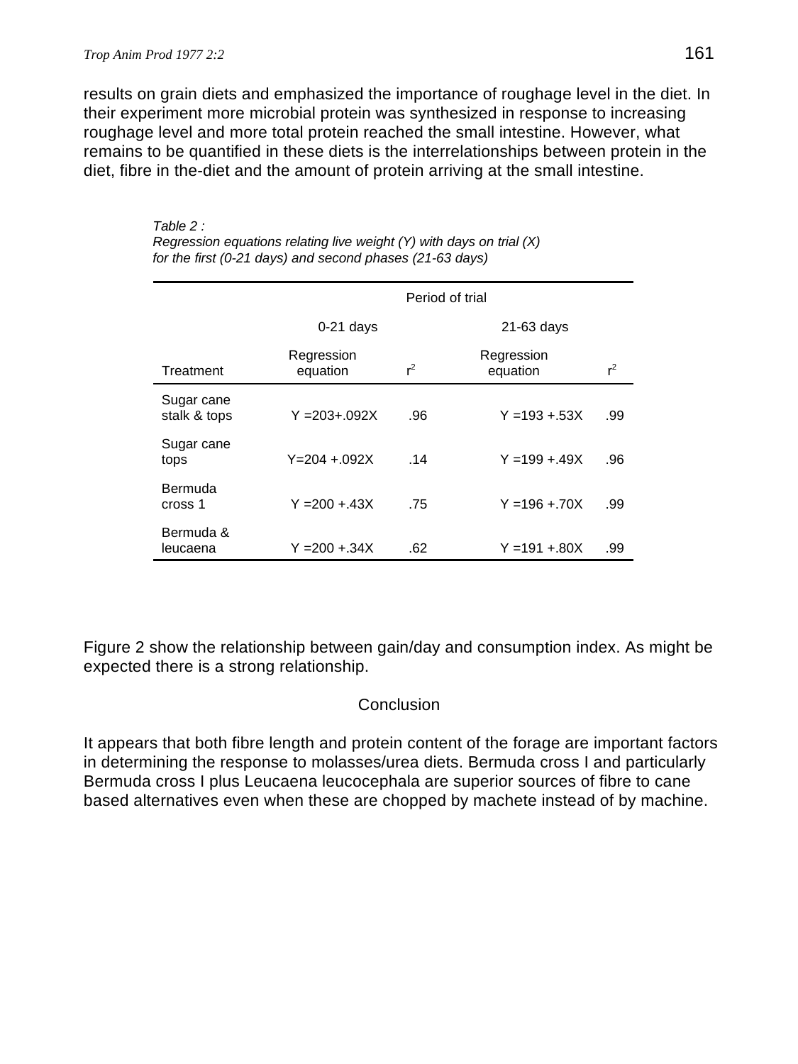results on grain diets and emphasized the importance of roughage level in the diet. In their experiment more microbial protein was synthesized in response to increasing roughage level and more total protein reached the small intestine. However, what remains to be quantified in these diets is the interrelationships between protein in the diet, fibre in the-diet and the amount of protein arriving at the small intestine.

*Table 2 :*
*Regression equations relating live weight (Y) with days on trial (X) for the first (0-21 days) and second phases (21-63 days)*

| | Period of trial | | | |
|---|---|---|---|---|
| | 0-21 days | | 21-63 days | |
| Treatment | Regression equation | $r^2$ | Regression equation | $r^2$ |
| Sugar cane stalk & tops | Y =203+.092X | .96 | Y =193 +.53X | .99 |
| Sugar cane tops | Y=204 +.092X | .14 | Y =199 +.49X | .96 |
| Bermuda cross 1 | Y =200 +.43X | .75 | Y =196 +.70X | .99 |
| Bermuda & leucaena | Y =200 +.34X | .62 | Y =191 +.80X | .99 |

Figure 2 show the relationship between gain/day and consumption index. As might be expected there is a strong relationship.

## Conclusion

It appears that both fibre length and protein content of the forage are important factors in determining the response to molasses/urea diets. Bermuda cross I and particularly Bermuda cross I plus Leucaena leucocephala are superior sources of fibre to cane based alternatives even when these are chopped by machete instead of by machine.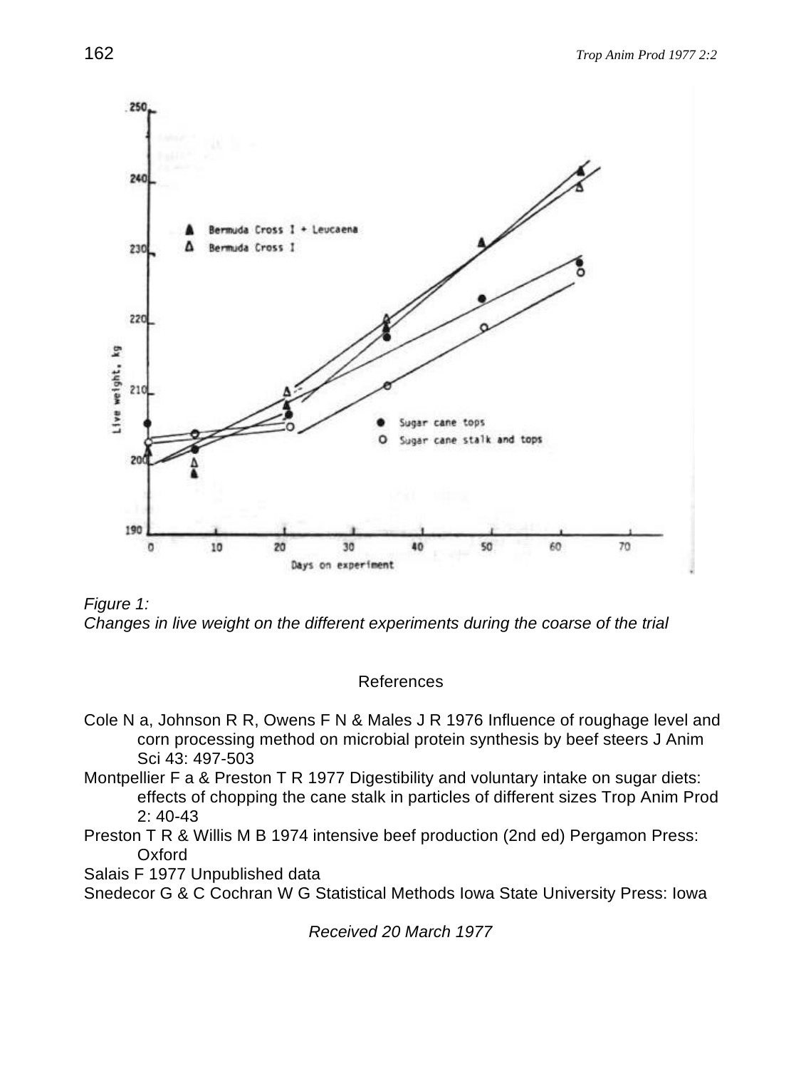250

240

230

220

210

200

190

Live weight, kg

0 10 20 30 40 50 60 70

Days on experiment

▲ Bermuda Cross I + Leucaena

Δ Bermuda Cross I

● Sugar cane tops

O Sugar cane stalk and tops

*Figure 1:*
*Changes in live weight on the different experiments during the coarse of the trial*

## References

Cole N a, Johnson R R, Owens F N & Males J R 1976 Influence of roughage level and corn processing method on microbial protein synthesis by beef steers J Anim Sci 43: 497-503

Montpellier F a & Preston T R 1977 Digestibility and voluntary intake on sugar diets: effects of chopping the cane stalk in particles of different sizes Trop Anim Prod 2: 40-43

Preston T R & Willis M B 1974 intensive beef production (2nd ed) Pergamon Press: Oxford

Salais F 1977 Unpublished data

Snedecor G & C Cochran W G Statistical Methods Iowa State University Press: Iowa

*Received 20 March 1977*